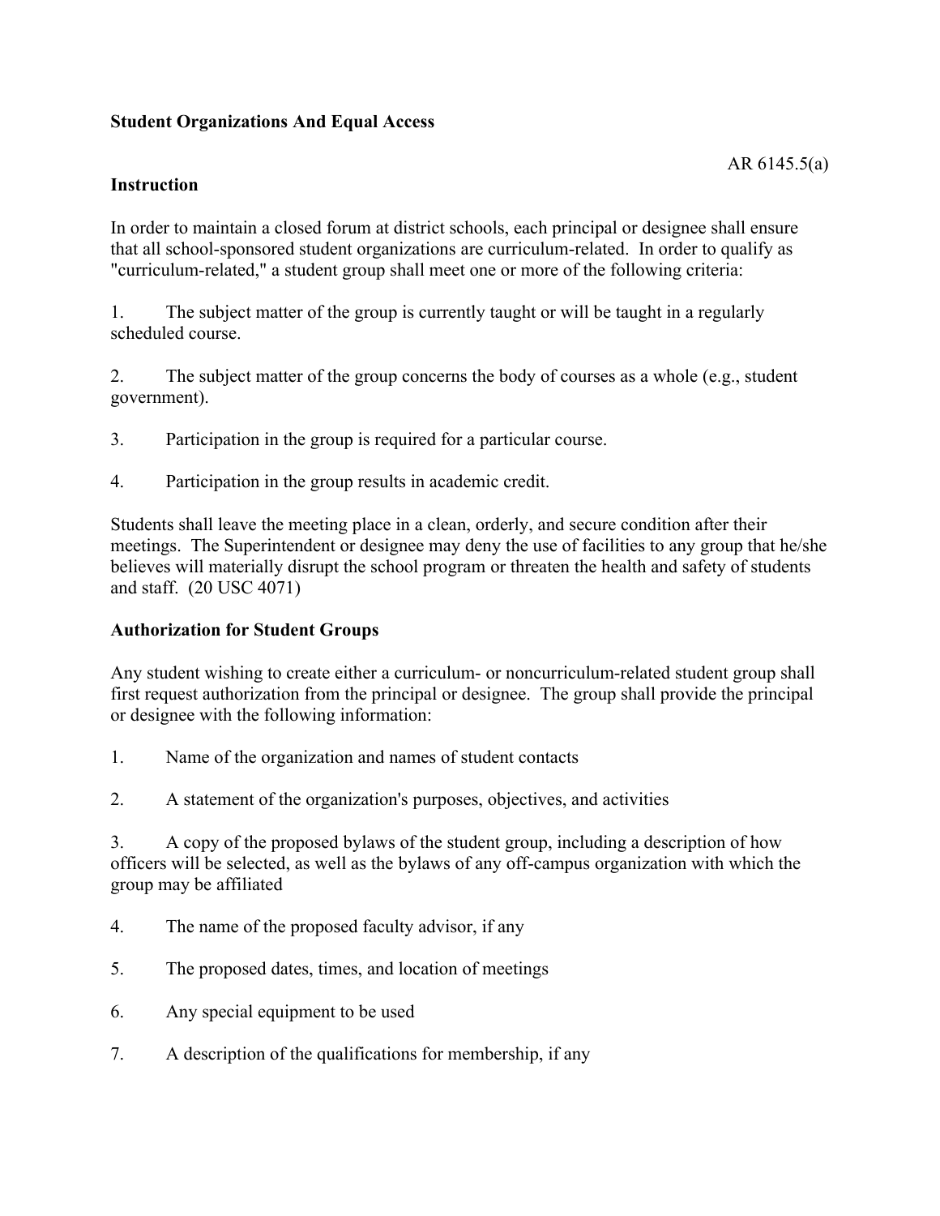**Student Organizations And Equal Access**

AR 6145.5(a)

**Instruction**

In order to maintain a closed forum at district schools, each principal or designee shall ensure that all school-sponsored student organizations are curriculum-related. In order to qualify as "curriculum-related," a student group shall meet one or more of the following criteria:

1. The subject matter of the group is currently taught or will be taught in a regularly scheduled course.

2. The subject matter of the group concerns the body of courses as a whole (e.g., student government).

3. Participation in the group is required for a particular course.

4. Participation in the group results in academic credit.

Students shall leave the meeting place in a clean, orderly, and secure condition after their meetings. The Superintendent or designee may deny the use of facilities to any group that he/she believes will materially disrupt the school program or threaten the health and safety of students and staff. (20 USC 4071)

**Authorization for Student Groups**

Any student wishing to create either a curriculum- or noncurriculum-related student group shall first request authorization from the principal or designee. The group shall provide the principal or designee with the following information:

1. Name of the organization and names of student contacts

2. A statement of the organization's purposes, objectives, and activities

3. A copy of the proposed bylaws of the student group, including a description of how officers will be selected, as well as the bylaws of any off-campus organization with which the group may be affiliated

4. The name of the proposed faculty advisor, if any

5. The proposed dates, times, and location of meetings

6. Any special equipment to be used

7. A description of the qualifications for membership, if any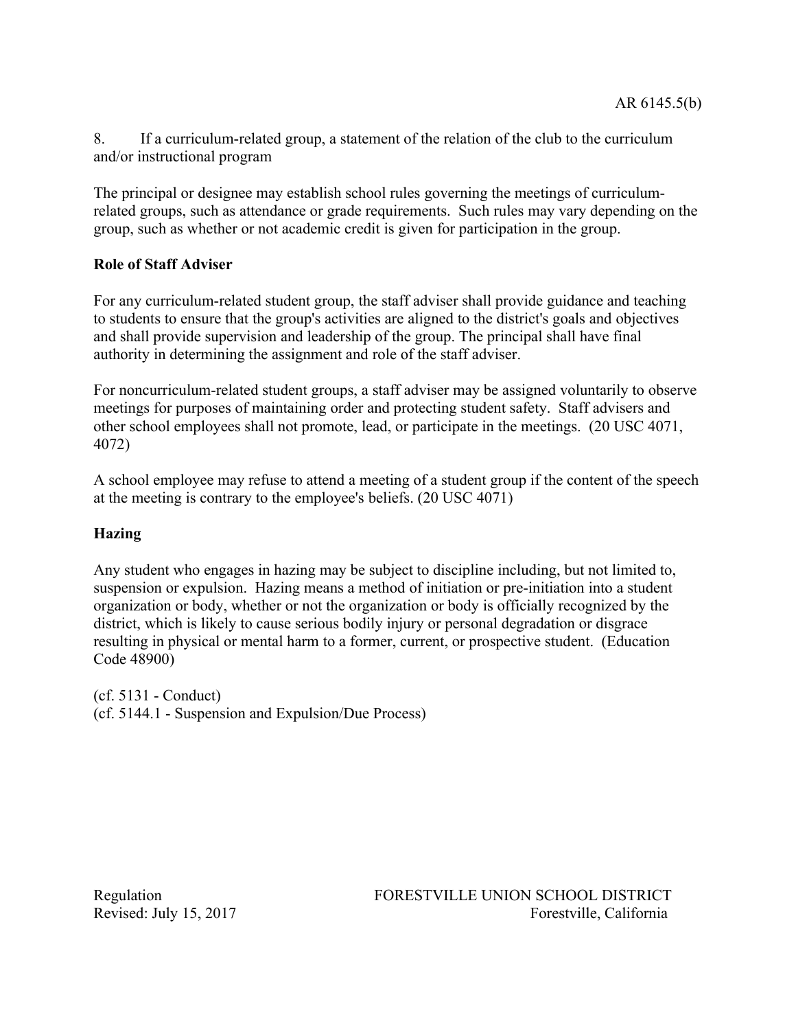8. If a curriculum-related group, a statement of the relation of the club to the curriculum and/or instructional program

The principal or designee may establish school rules governing the meetings of curriculum-related groups, such as attendance or grade requirements. Such rules may vary depending on the group, such as whether or not academic credit is given for participation in the group.

**Role of Staff Adviser**

For any curriculum-related student group, the staff adviser shall provide guidance and teaching to students to ensure that the group's activities are aligned to the district's goals and objectives and shall provide supervision and leadership of the group. The principal shall have final authority in determining the assignment and role of the staff adviser.

For noncurriculum-related student groups, a staff adviser may be assigned voluntarily to observe meetings for purposes of maintaining order and protecting student safety. Staff advisers and other school employees shall not promote, lead, or participate in the meetings. (20 USC 4071, 4072)

A school employee may refuse to attend a meeting of a student group if the content of the speech at the meeting is contrary to the employee's beliefs. (20 USC 4071)

**Hazing**

Any student who engages in hazing may be subject to discipline including, but not limited to, suspension or expulsion. Hazing means a method of initiation or pre-initiation into a student organization or body, whether or not the organization or body is officially recognized by the district, which is likely to cause serious bodily injury or personal degradation or disgrace resulting in physical or mental harm to a former, current, or prospective student. (Education Code 48900)

(cf. 5131 - Conduct)
(cf. 5144.1 - Suspension and Expulsion/Due Process)

Regulation
Revised: July 15, 2017

FORESTVILLE UNION SCHOOL DISTRICT
Forestville, California